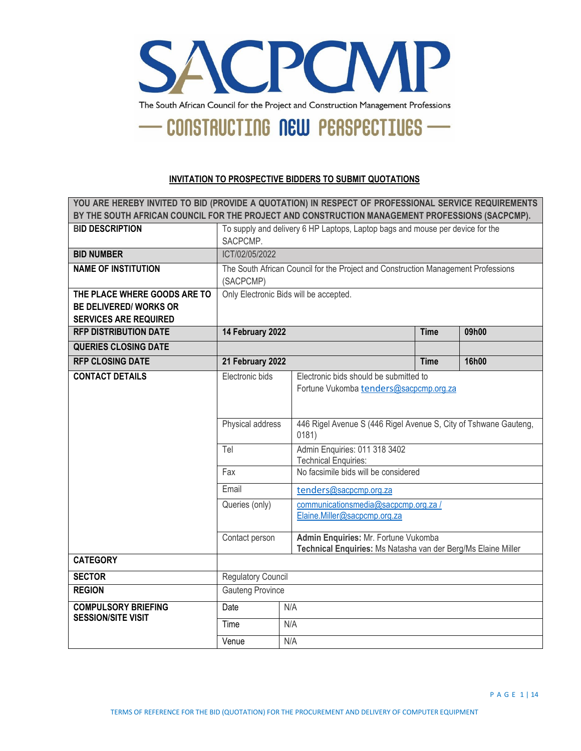# SACPCMP

The South African Council for the Project and Construction Management Professions

— CONSTRUCTING NEW PERSPECTIVES —

**INVITATION TO PROSPECTIVE BIDDERS TO SUBMIT QUOTATIONS**

| **YOU ARE HEREBY INVITED TO BID (PROVIDE A QUOTATION) IN RESPECT OF PROFESSIONAL SERVICE REQUIREMENTS BY THE SOUTH AFRICAN COUNCIL FOR THE PROJECT AND CONSTRUCTION MANAGEMENT PROFESSIONS (SACPCMP).** | | | |
|---|---|---|---|
| **BID DESCRIPTION** | To supply and delivery 6 HP Laptops, Laptop bags and mouse per device for the SACPCMP. | | |
| **BID NUMBER** | ICT/02/05/2022 | | |
| **NAME OF INSTITUTION** | The South African Council for the Project and Construction Management Professions (SACPCMP) | | |
| **THE PLACE WHERE GOODS ARE TO BE DELIVERED/ WORKS OR SERVICES ARE REQUIRED** | Only Electronic Bids will be accepted. | | |
| **RFP DISTRIBUTION DATE** | **14 February 2022** | **Time** | **09h00** |
| **QUERIES CLOSING DATE** | | | |
| **RFP CLOSING DATE** | **21 February 2022** | **Time** | **16h00** |
| **CONTACT DETAILS** | Electronic bids | Electronic bids should be submitted to Fortune Vukomba tenders@sacpcmp.org.za | |
| | Physical address | 446 Rigel Avenue S (446 Rigel Avenue S, City of Tshwane Gauteng, 0181) | |
| | Tel | Admin Enquiries: 011 318 3402<br>Technical Enquiries: | |
| | Fax | No facsimile bids will be considered | |
| | Email | tenders@sacpcmp.org.za | |
| | Queries (only) | communicationsmedia@sacpcmp.org.za / Elaine.Miller@sacpcmp.org.za | |
| | Contact person | **Admin Enquiries:** Mr. Fortune Vukomba<br>**Technical Enquiries:** Ms Natasha van der Berg/Ms Elaine Miller | |
| **CATEGORY** | | | |
| **SECTOR** | Regulatory Council | | |
| **REGION** | Gauteng Province | | |
| **COMPULSORY BRIEFING SESSION/SITE VISIT** | Date | N/A | |
| | Time | N/A | |
| | Venue | N/A | |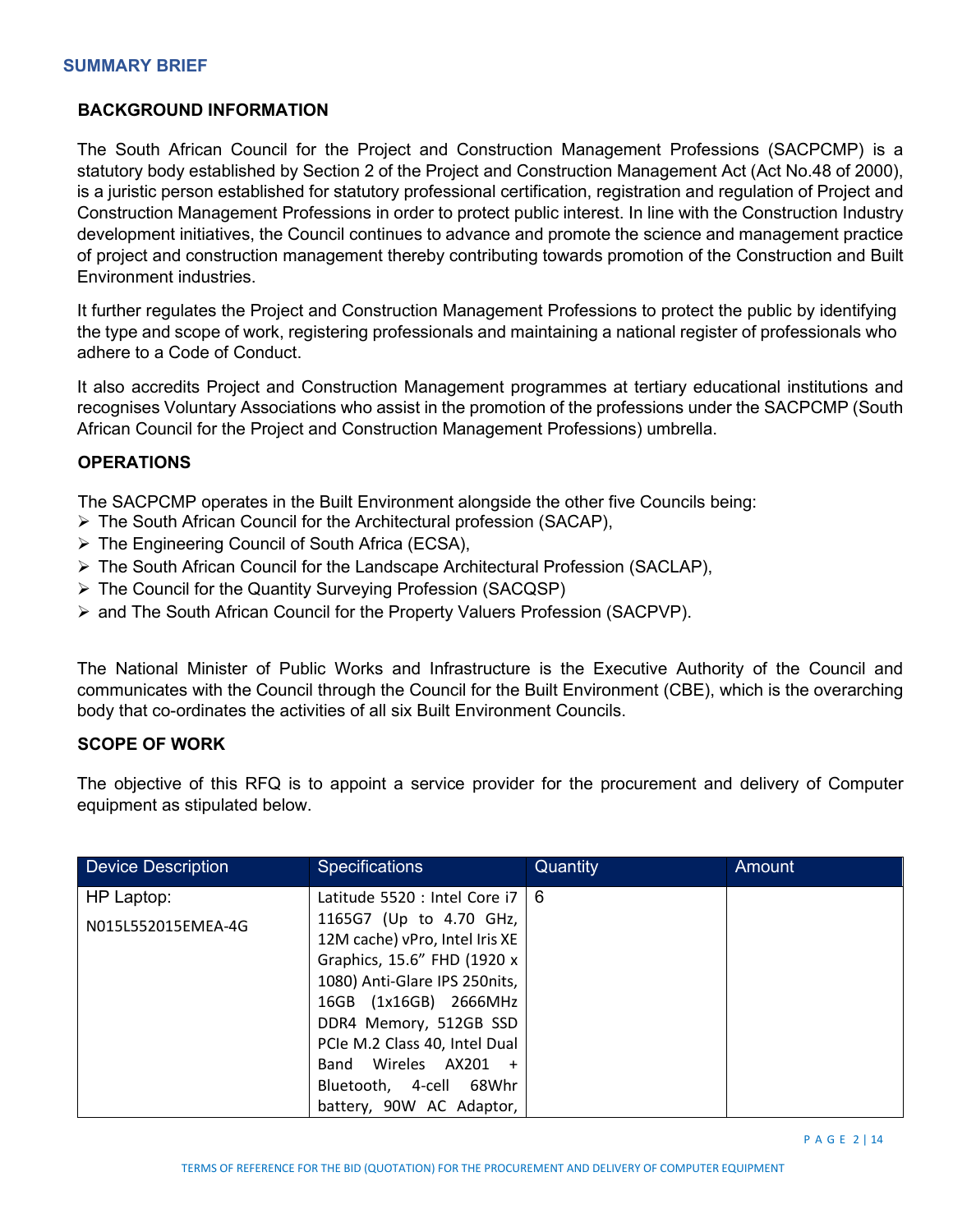## SUMMARY BRIEF

### BACKGROUND INFORMATION

The South African Council for the Project and Construction Management Professions (SACPCMP) is a statutory body established by Section 2 of the Project and Construction Management Act (Act No.48 of 2000), is a juristic person established for statutory professional certification, registration and regulation of Project and Construction Management Professions in order to protect public interest. In line with the Construction Industry development initiatives, the Council continues to advance and promote the science and management practice of project and construction management thereby contributing towards promotion of the Construction and Built Environment industries.

It further regulates the Project and Construction Management Professions to protect the public by identifying the type and scope of work, registering professionals and maintaining a national register of professionals who adhere to a Code of Conduct.

It also accredits Project and Construction Management programmes at tertiary educational institutions and recognises Voluntary Associations who assist in the promotion of the professions under the SACPCMP (South African Council for the Project and Construction Management Professions) umbrella.

### OPERATIONS

The SACPCMP operates in the Built Environment alongside the other five Councils being:

- The South African Council for the Architectural profession (SACAP),
- The Engineering Council of South Africa (ECSA),
- The South African Council for the Landscape Architectural Profession (SACLAP),
- The Council for the Quantity Surveying Profession (SACQSP)
- and The South African Council for the Property Valuers Profession (SACPVP).

The National Minister of Public Works and Infrastructure is the Executive Authority of the Council and communicates with the Council through the Council for the Built Environment (CBE), which is the overarching body that co-ordinates the activities of all six Built Environment Councils.

### SCOPE OF WORK

The objective of this RFQ is to appoint a service provider for the procurement and delivery of Computer equipment as stipulated below.

| Device Description | Specifications | Quantity | Amount |
|---|---|---|---|
| HP Laptop: N015L552015EMEA-4G | Latitude 5520 : Intel Core i7 1165G7 (Up to 4.70 GHz, 12M cache) vPro, Intel Iris XE Graphics, 15.6" FHD (1920 x 1080) Anti-Glare IPS 250nits, 16GB (1x16GB) 2666MHz DDR4 Memory, 512GB SSD PCIe M.2 Class 40, Intel Dual Band Wireles AX201 + Bluetooth, 4-cell 68Whr battery, 90W AC Adaptor, | 6 | |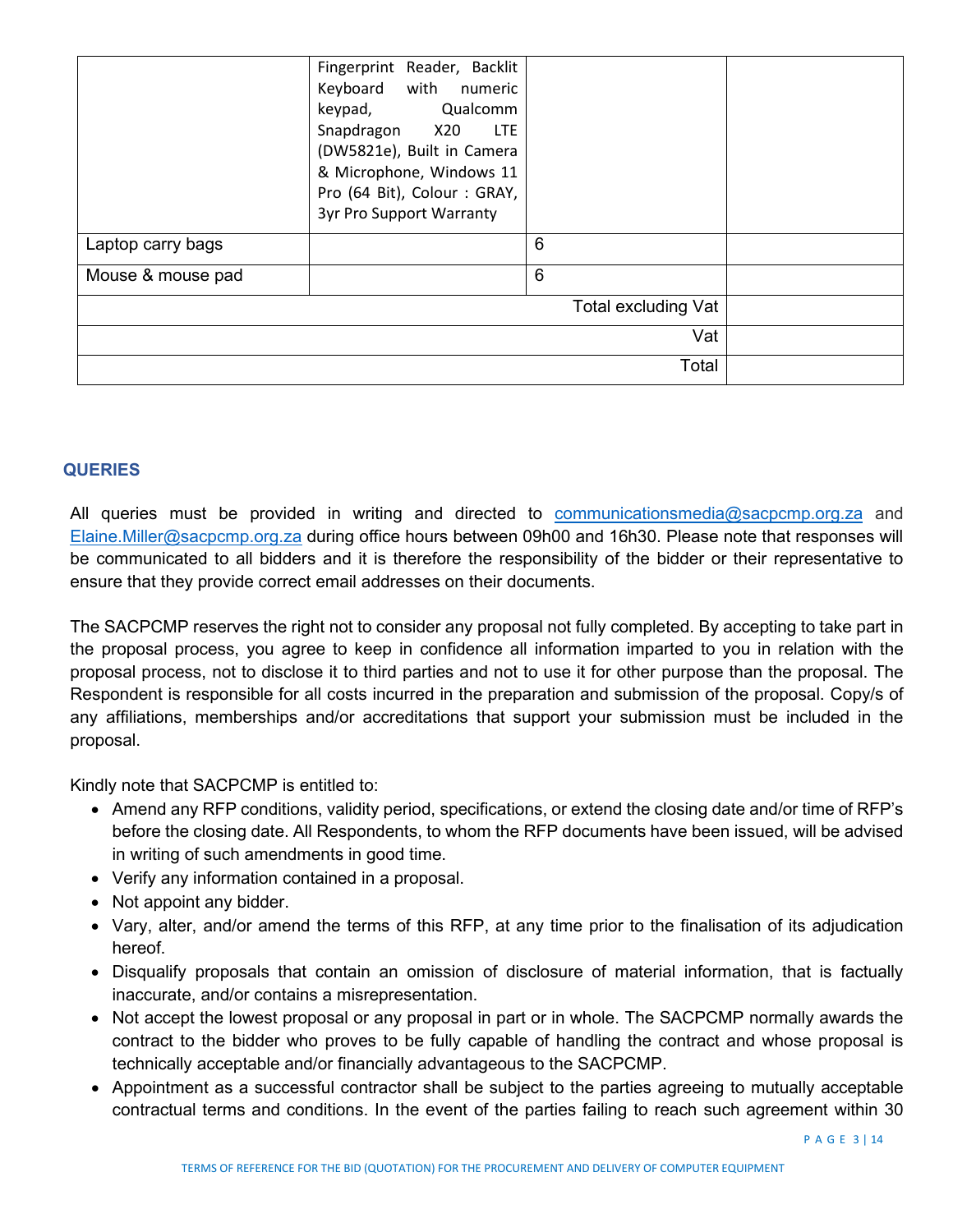|  | Fingerprint Reader, Backlit Keyboard with numeric keypad, Qualcomm Snapdragon X20 LTE (DW5821e), Built in Camera & Microphone, Windows 11 Pro (64 Bit), Colour : GRAY, 3yr Pro Support Warranty |  |  |
|---|---|---|---|
| Laptop carry bags |  | 6 |  |
| Mouse & mouse pad |  | 6 |  |
| Total excluding Vat | | | |
| Vat | | | |
| Total | | | |

## QUERIES

All queries must be provided in writing and directed to communicationsmedia@sacpcmp.org.za and Elaine.Miller@sacpcmp.org.za during office hours between 09h00 and 16h30. Please note that responses will be communicated to all bidders and it is therefore the responsibility of the bidder or their representative to ensure that they provide correct email addresses on their documents.

The SACPCMP reserves the right not to consider any proposal not fully completed. By accepting to take part in the proposal process, you agree to keep in confidence all information imparted to you in relation with the proposal process, not to disclose it to third parties and not to use it for other purpose than the proposal. The Respondent is responsible for all costs incurred in the preparation and submission of the proposal. Copy/s of any affiliations, memberships and/or accreditations that support your submission must be included in the proposal.

Kindly note that SACPCMP is entitled to:

- Amend any RFP conditions, validity period, specifications, or extend the closing date and/or time of RFP's before the closing date. All Respondents, to whom the RFP documents have been issued, will be advised in writing of such amendments in good time.
- Verify any information contained in a proposal.
- Not appoint any bidder.
- Vary, alter, and/or amend the terms of this RFP, at any time prior to the finalisation of its adjudication hereof.
- Disqualify proposals that contain an omission of disclosure of material information, that is factually inaccurate, and/or contains a misrepresentation.
- Not accept the lowest proposal or any proposal in part or in whole. The SACPCMP normally awards the contract to the bidder who proves to be fully capable of handling the contract and whose proposal is technically acceptable and/or financially advantageous to the SACPCMP.
- Appointment as a successful contractor shall be subject to the parties agreeing to mutually acceptable contractual terms and conditions. In the event of the parties failing to reach such agreement within 30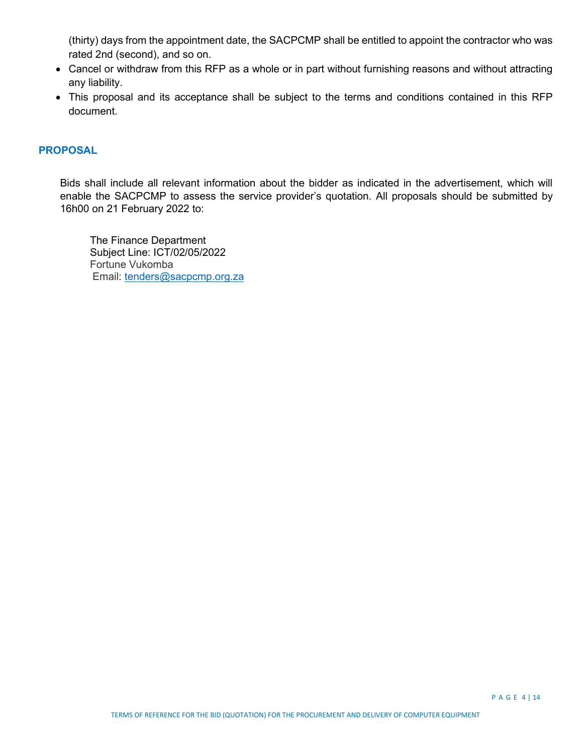(thirty) days from the appointment date, the SACPCMP shall be entitled to appoint the contractor who was rated 2nd (second), and so on.

- Cancel or withdraw from this RFP as a whole or in part without furnishing reasons and without attracting any liability.
- This proposal and its acceptance shall be subject to the terms and conditions contained in this RFP document.

## PROPOSAL

Bids shall include all relevant information about the bidder as indicated in the advertisement, which will enable the SACPCMP to assess the service provider's quotation. All proposals should be submitted by 16h00 on 21 February 2022 to:

The Finance Department
Subject Line: ICT/02/05/2022
Fortune Vukomba
Email: tenders@sacpcmp.org.za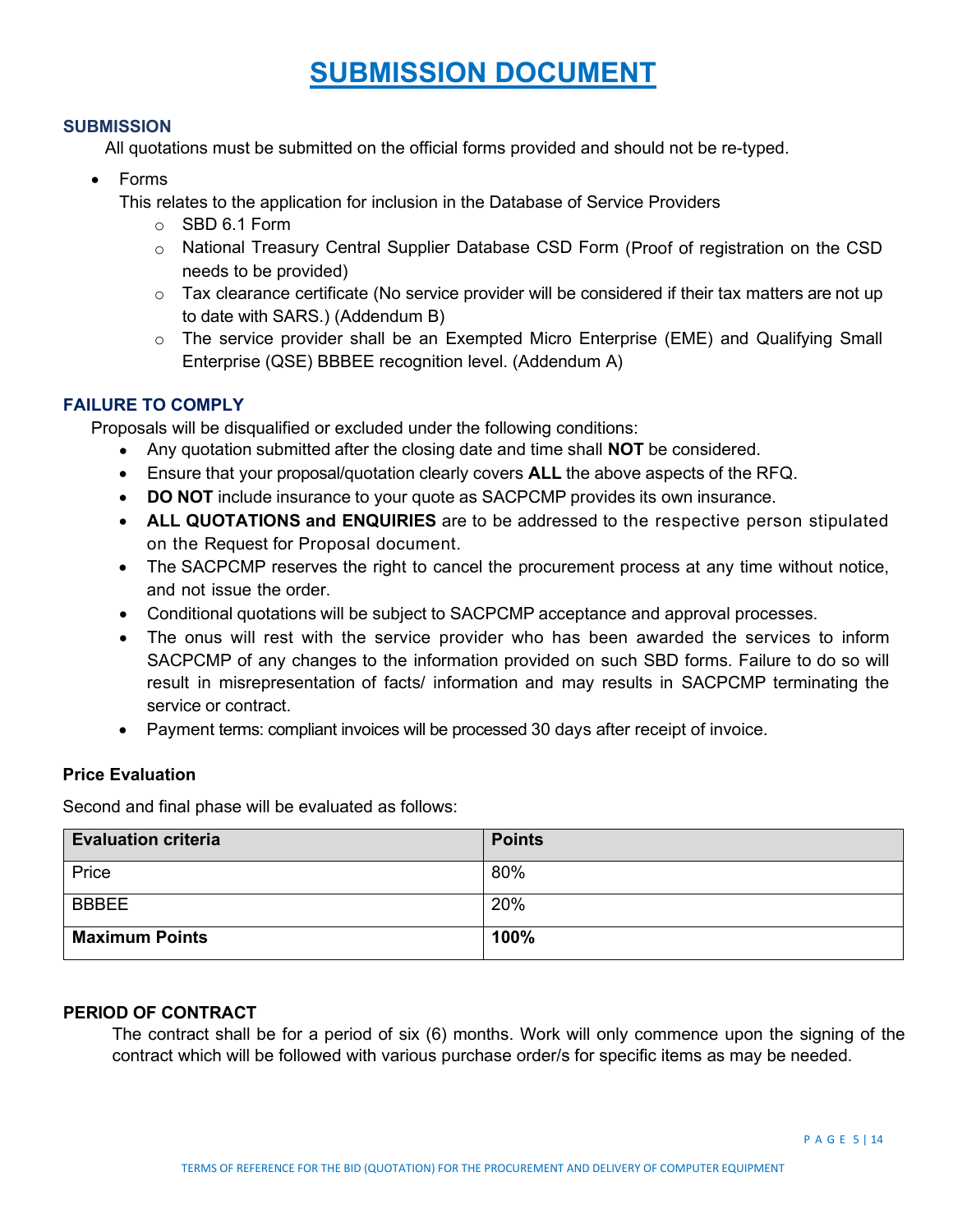# SUBMISSION DOCUMENT

### SUBMISSION

All quotations must be submitted on the official forms provided and should not be re-typed.

- Forms

  This relates to the application for inclusion in the Database of Service Providers
  - SBD 6.1 Form
  - National Treasury Central Supplier Database CSD Form (Proof of registration on the CSD needs to be provided)
  - Tax clearance certificate (No service provider will be considered if their tax matters are not up to date with SARS.) (Addendum B)
  - The service provider shall be an Exempted Micro Enterprise (EME) and Qualifying Small Enterprise (QSE) BBBEE recognition level. (Addendum A)

### FAILURE TO COMPLY

Proposals will be disqualified or excluded under the following conditions:

- Any quotation submitted after the closing date and time shall **NOT** be considered.
- Ensure that your proposal/quotation clearly covers **ALL** the above aspects of the RFQ.
- **DO NOT** include insurance to your quote as SACPCMP provides its own insurance.
- **ALL QUOTATIONS and ENQUIRIES** are to be addressed to the respective person stipulated on the Request for Proposal document.
- The SACPCMP reserves the right to cancel the procurement process at any time without notice, and not issue the order.
- Conditional quotations will be subject to SACPCMP acceptance and approval processes.
- The onus will rest with the service provider who has been awarded the services to inform SACPCMP of any changes to the information provided on such SBD forms. Failure to do so will result in misrepresentation of facts/ information and may results in SACPCMP terminating the service or contract.
- Payment terms: compliant invoices will be processed 30 days after receipt of invoice.

### Price Evaluation

Second and final phase will be evaluated as follows:

| Evaluation criteria | Points |
|---|---|
| Price | 80% |
| BBBEE | 20% |
| **Maximum Points** | **100%** |

### PERIOD OF CONTRACT

The contract shall be for a period of six (6) months. Work will only commence upon the signing of the contract which will be followed with various purchase order/s for specific items as may be needed.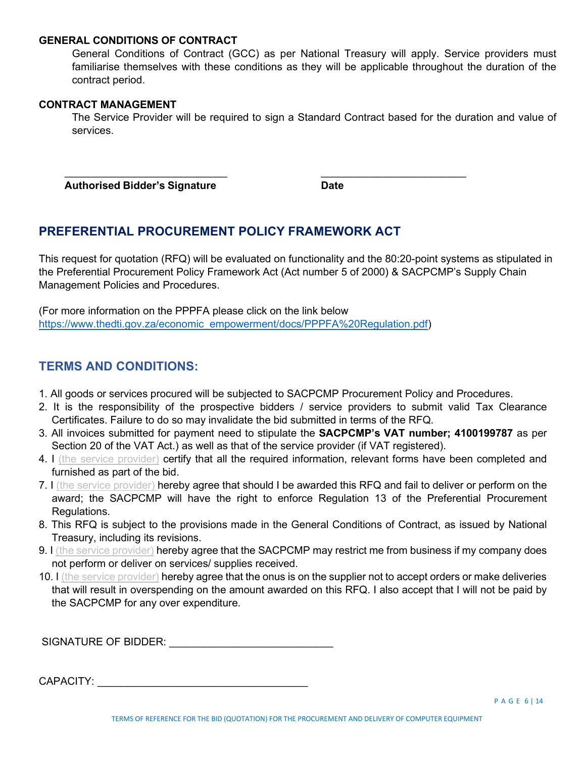**GENERAL CONDITIONS OF CONTRACT**

General Conditions of Contract (GCC) as per National Treasury will apply. Service providers must familiarise themselves with these conditions as they will be applicable throughout the duration of the contract period.

**CONTRACT MANAGEMENT**

The Service Provider will be required to sign a Standard Contract based for the duration and value of services.

| ____________________________ | ________________________ |
|---|---|
| **Authorised Bidder's Signature** | **Date** |

## PREFERENTIAL PROCUREMENT POLICY FRAMEWORK ACT

This request for quotation (RFQ) will be evaluated on functionality and the 80:20-point systems as stipulated in the Preferential Procurement Policy Framework Act (Act number 5 of 2000) & SACPCMP's Supply Chain Management Policies and Procedures.

(For more information on the PPPFA please click on the link below https://www.thedti.gov.za/economic_empowerment/docs/PPPFA%20Regulation.pdf)

## TERMS AND CONDITIONS:

1. All goods or services procured will be subjected to SACPCMP Procurement Policy and Procedures.
2. It is the responsibility of the prospective bidders / service providers to submit valid Tax Clearance Certificates. Failure to do so may invalidate the bid submitted in terms of the RFQ.
3. All invoices submitted for payment need to stipulate the **SACPCMP's VAT number; 4100199787** as per Section 20 of the VAT Act.) as well as that of the service provider (if VAT registered).
4. I (the service provider) certify that all the required information, relevant forms have been completed and furnished as part of the bid.

7. I (the service provider) hereby agree that should I be awarded this RFQ and fail to deliver or perform on the award; the SACPCMP will have the right to enforce Regulation 13 of the Preferential Procurement Regulations.
8. This RFQ is subject to the provisions made in the General Conditions of Contract, as issued by National Treasury, including its revisions.
9. I (the service provider) hereby agree that the SACPCMP may restrict me from business if my company does not perform or deliver on services/ supplies received.
10. I (the service provider) hereby agree that the onus is on the supplier not to accept orders or make deliveries that will result in overspending on the amount awarded on this RFQ. I also accept that I will not be paid by the SACPCMP for any over expenditure.

SIGNATURE OF BIDDER: ___________________________

CAPACITY: ___________________________________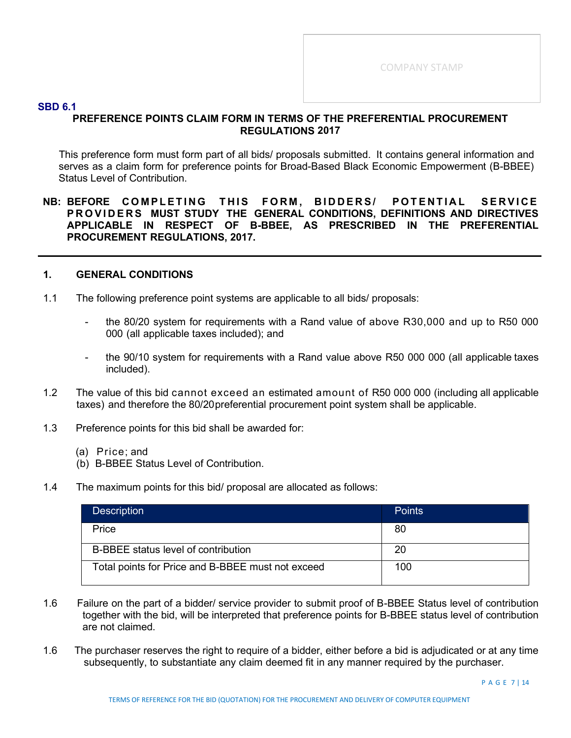COMPANY STAMP

**SBD 6.1**

**PREFERENCE POINTS CLAIM FORM IN TERMS OF THE PREFERENTIAL PROCUREMENT REGULATIONS 2017**

This preference form must form part of all bids/ proposals submitted. It contains general information and serves as a claim form for preference points for Broad-Based Black Economic Empowerment (B-BBEE) Status Level of Contribution.

**NB: BEFORE COMPLETING THIS FORM, BIDDERS/ POTENTIAL SERVICE PROVIDERS MUST STUDY THE GENERAL CONDITIONS, DEFINITIONS AND DIRECTIVES APPLICABLE IN RESPECT OF B-BBEE, AS PRESCRIBED IN THE PREFERENTIAL PROCUREMENT REGULATIONS, 2017.**

---

## 1. GENERAL CONDITIONS

1.1 The following preference point systems are applicable to all bids/ proposals:

- the 80/20 system for requirements with a Rand value of above R30,000 and up to R50 000 000 (all applicable taxes included); and

- the 90/10 system for requirements with a Rand value above R50 000 000 (all applicable taxes included).

1.2 The value of this bid cannot exceed an estimated amount of R50 000 000 (including all applicable taxes) and therefore the 80/20preferential procurement point system shall be applicable.

1.3 Preference points for this bid shall be awarded for:

(a) Price; and
(b) B-BBEE Status Level of Contribution.

1.4 The maximum points for this bid/ proposal are allocated as follows:

| Description | Points |
|---|---|
| Price | 80 |
| B-BBEE status level of contribution | 20 |
| Total points for Price and B-BBEE must not exceed | 100 |

1.6 Failure on the part of a bidder/ service provider to submit proof of B-BBEE Status level of contribution together with the bid, will be interpreted that preference points for B-BBEE status level of contribution are not claimed.

1.6 The purchaser reserves the right to require of a bidder, either before a bid is adjudicated or at any time subsequently, to substantiate any claim deemed fit in any manner required by the purchaser.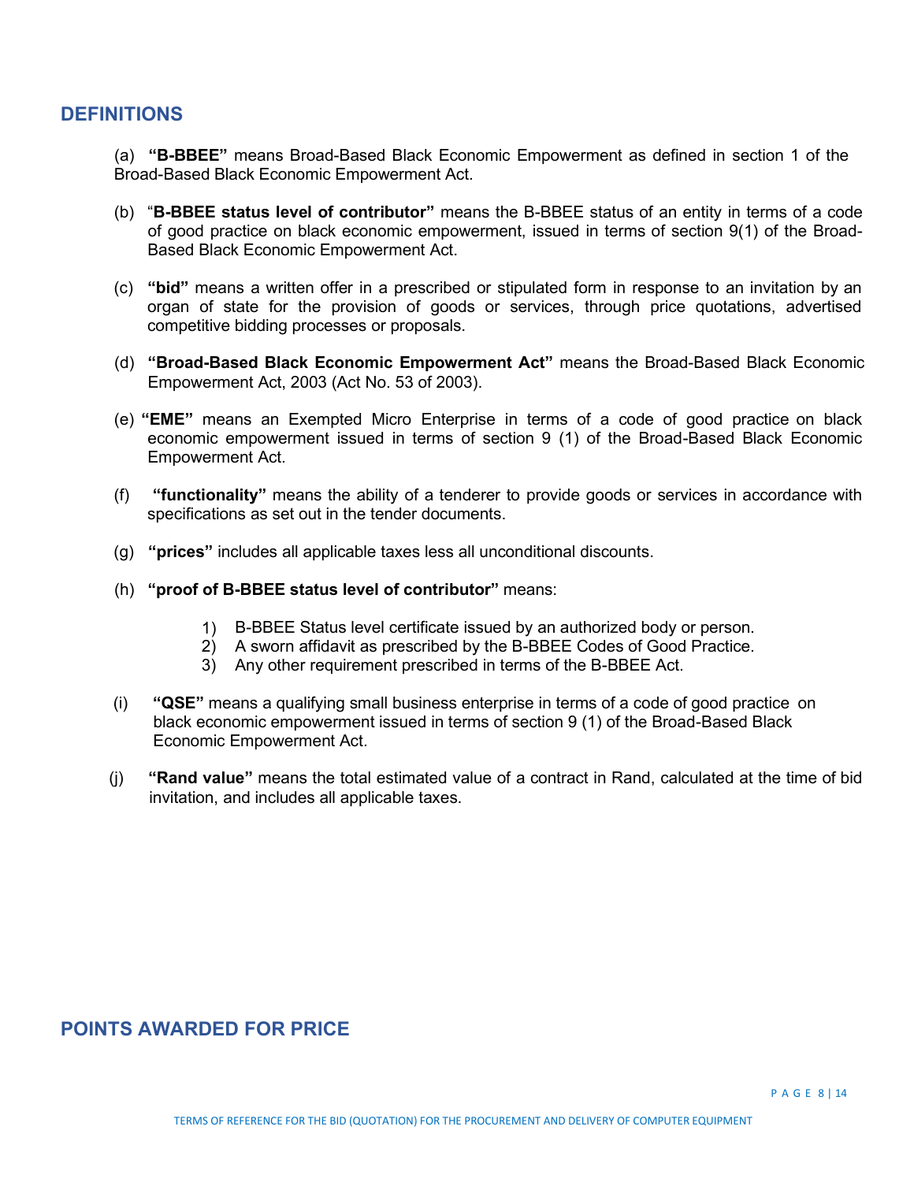## DEFINITIONS

(a) **"B-BBEE"** means Broad-Based Black Economic Empowerment as defined in section 1 of the Broad-Based Black Economic Empowerment Act.

(b) "**B-BBEE status level of contributor"** means the B-BBEE status of an entity in terms of a code of good practice on black economic empowerment, issued in terms of section 9(1) of the Broad-Based Black Economic Empowerment Act.

(c) **"bid"** means a written offer in a prescribed or stipulated form in response to an invitation by an organ of state for the provision of goods or services, through price quotations, advertised competitive bidding processes or proposals.

(d) **"Broad-Based Black Economic Empowerment Act"** means the Broad-Based Black Economic Empowerment Act, 2003 (Act No. 53 of 2003).

(e) **"EME"** means an Exempted Micro Enterprise in terms of a code of good practice on black economic empowerment issued in terms of section 9 (1) of the Broad-Based Black Economic Empowerment Act.

(f) **"functionality"** means the ability of a tenderer to provide goods or services in accordance with specifications as set out in the tender documents.

(g) **"prices"** includes all applicable taxes less all unconditional discounts.

(h) **"proof of B-BBEE status level of contributor"** means:

1) B-BBEE Status level certificate issued by an authorized body or person.
2) A sworn affidavit as prescribed by the B-BBEE Codes of Good Practice.
3) Any other requirement prescribed in terms of the B-BBEE Act.

(i) **"QSE"** means a qualifying small business enterprise in terms of a code of good practice on black economic empowerment issued in terms of section 9 (1) of the Broad-Based Black Economic Empowerment Act.

(j) **"Rand value"** means the total estimated value of a contract in Rand, calculated at the time of bid invitation, and includes all applicable taxes.

## POINTS AWARDED FOR PRICE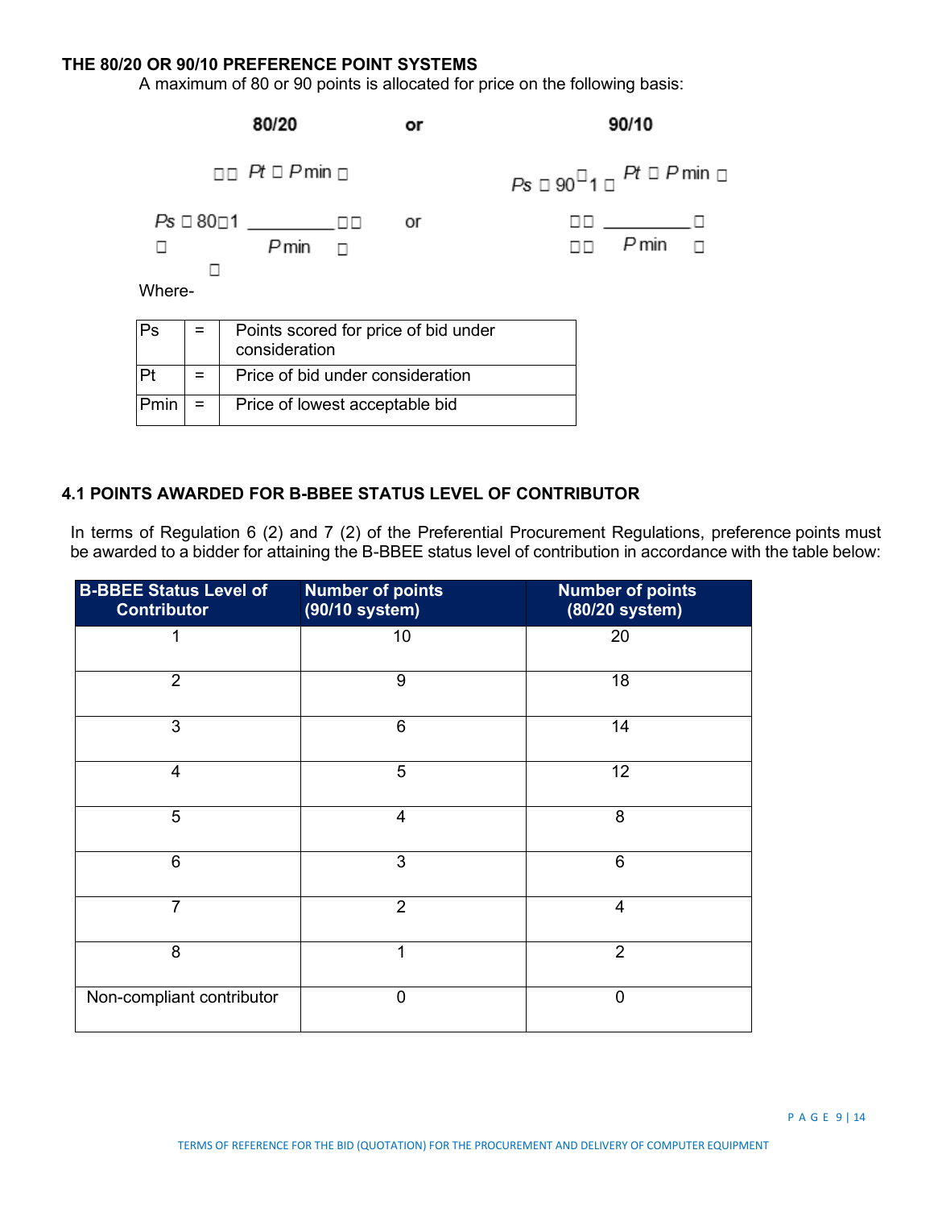### THE 80/20 OR 90/10 PREFERENCE POINT SYSTEMS

A maximum of 80 or 90 points is allocated for price on the following basis:

**80/20** or **90/10**

$$Ps = 80\left(1 - \frac{Pt - P\min}{P\min}\right) \quad \text{or} \quad Ps = 90\left(1 - \frac{Pt - P\min}{P\min}\right)$$

Where-

| Ps | = | Points scored for price of bid under consideration |
|---|---|---|
| Pt | = | Price of bid under consideration |
| Pmin | = | Price of lowest acceptable bid |

### 4.1 POINTS AWARDED FOR B-BBEE STATUS LEVEL OF CONTRIBUTOR

In terms of Regulation 6 (2) and 7 (2) of the Preferential Procurement Regulations, preference points must be awarded to a bidder for attaining the B-BBEE status level of contribution in accordance with the table below:

| B-BBEE Status Level of Contributor | Number of points (90/10 system) | Number of points (80/20 system) |
|---|---|---|
| 1 | 10 | 20 |
| 2 | 9 | 18 |
| 3 | 6 | 14 |
| 4 | 5 | 12 |
| 5 | 4 | 8 |
| 6 | 3 | 6 |
| 7 | 2 | 4 |
| 8 | 1 | 2 |
| Non-compliant contributor | 0 | 0 |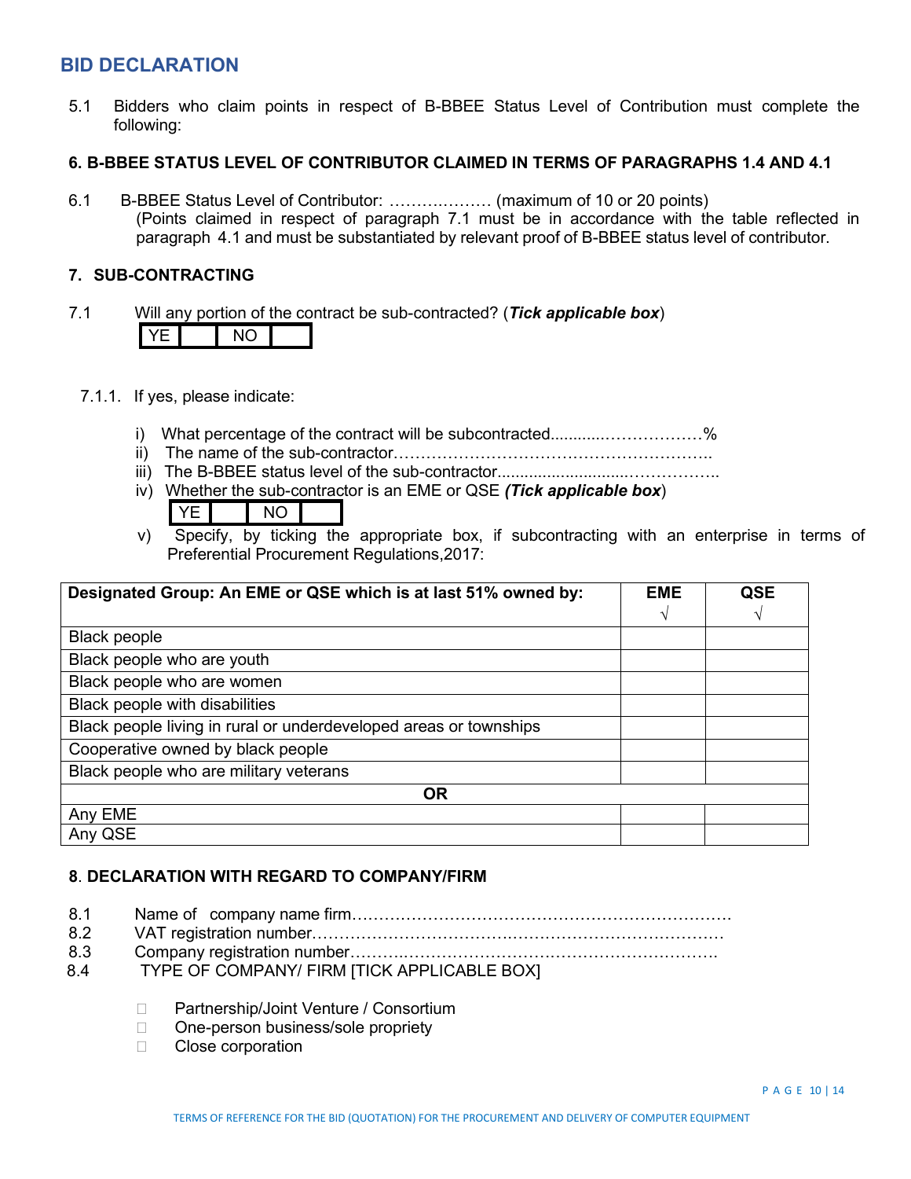## BID DECLARATION

5.1 Bidders who claim points in respect of B-BBEE Status Level of Contribution must complete the following:

### 6. B-BBEE STATUS LEVEL OF CONTRIBUTOR CLAIMED IN TERMS OF PARAGRAPHS 1.4 AND 4.1

6.1 B-BBEE Status Level of Contributor: ………………. (maximum of 10 or 20 points)
(Points claimed in respect of paragraph 7.1 must be in accordance with the table reflected in paragraph 4.1 and must be substantiated by relevant proof of B-BBEE status level of contributor.

### 7. SUB-CONTRACTING

7.1 Will any portion of the contract be sub-contracted? (***Tick applicable box***)

| YE | | NO | |
|---|---|---|---|

7.1.1. If yes, please indicate:

i) What percentage of the contract will be subcontracted............……………….%
ii) The name of the sub-contractor…………………………………………………..
iii) The B-BBEE status level of the sub-contractor.............................……………..
iv) Whether the sub-contractor is an EME or QSE ***(Tick applicable box***)

| YE | | NO | |
|---|---|---|---|

v) Specify, by ticking the appropriate box, if subcontracting with an enterprise in terms of Preferential Procurement Regulations,2017:

| Designated Group: An EME or QSE which is at last 51% owned by: | EME √ | QSE √ |
|---|---|---|
| Black people | | |
| Black people who are youth | | |
| Black people who are women | | |
| Black people with disabilities | | |
| Black people living in rural or underdeveloped areas or townships | | |
| Cooperative owned by black people | | |
| Black people who are military veterans | | |
| **OR** | | |
| Any EME | | |
| Any QSE | | |

### 8. DECLARATION WITH REGARD TO COMPANY/FIRM

8.1 Name of company name firm…………………………………………………………….
8.2 VAT registration number……………………………………………………………………
8.3 Company registration number…………………………………………………………….
8.4 TYPE OF COMPANY/ FIRM [TICK APPLICABLE BOX]

- ☐ Partnership/Joint Venture / Consortium
- ☐ One-person business/sole propriety
- ☐ Close corporation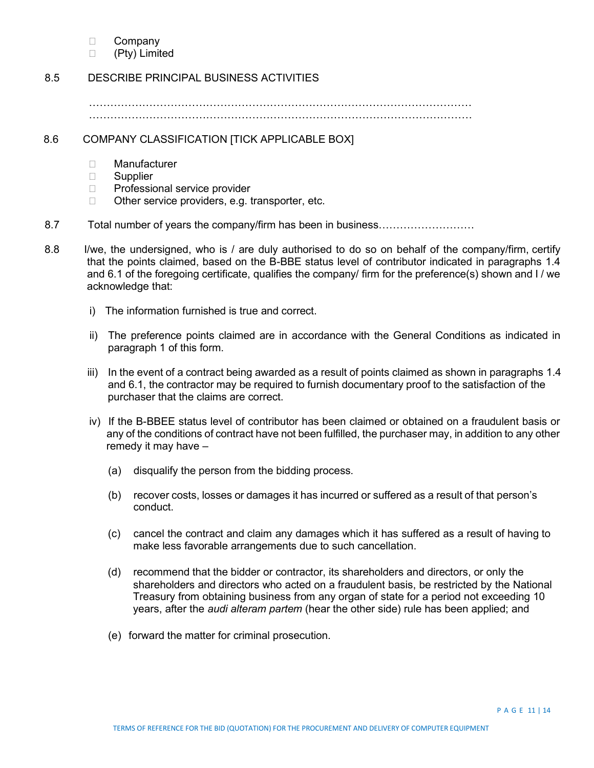- ☐ Company
- ☐ (Pty) Limited

8.5 DESCRIBE PRINCIPAL BUSINESS ACTIVITIES

…………………………………………………………………………………………………
…………………………………………………………………………………………………

8.6 COMPANY CLASSIFICATION [TICK APPLICABLE BOX]

- ☐ Manufacturer
- ☐ Supplier
- ☐ Professional service provider
- ☐ Other service providers, e.g. transporter, etc.

8.7 Total number of years the company/firm has been in business………………………

8.8 I/we, the undersigned, who is / are duly authorised to do so on behalf of the company/firm, certify that the points claimed, based on the B-BBE status level of contributor indicated in paragraphs 1.4 and 6.1 of the foregoing certificate, qualifies the company/ firm for the preference(s) shown and I / we acknowledge that:

i) The information furnished is true and correct.

ii) The preference points claimed are in accordance with the General Conditions as indicated in paragraph 1 of this form.

iii) In the event of a contract being awarded as a result of points claimed as shown in paragraphs 1.4 and 6.1, the contractor may be required to furnish documentary proof to the satisfaction of the purchaser that the claims are correct.

iv) If the B-BBEE status level of contributor has been claimed or obtained on a fraudulent basis or any of the conditions of contract have not been fulfilled, the purchaser may, in addition to any other remedy it may have –

(a) disqualify the person from the bidding process.

(b) recover costs, losses or damages it has incurred or suffered as a result of that person's conduct.

(c) cancel the contract and claim any damages which it has suffered as a result of having to make less favorable arrangements due to such cancellation.

(d) recommend that the bidder or contractor, its shareholders and directors, or only the shareholders and directors who acted on a fraudulent basis, be restricted by the National Treasury from obtaining business from any organ of state for a period not exceeding 10 years, after the *audi alteram partem* (hear the other side) rule has been applied; and

(e) forward the matter for criminal prosecution.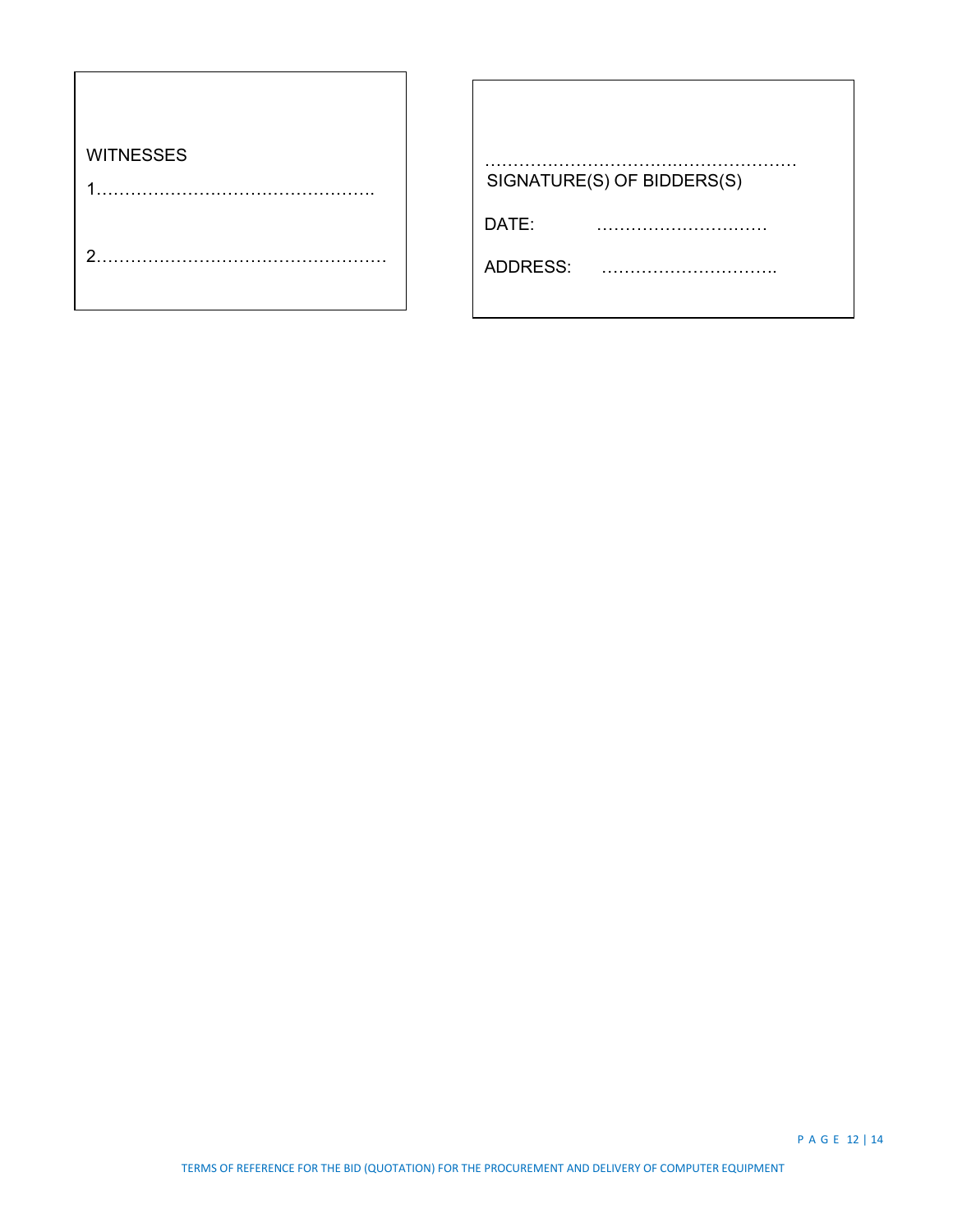WITNESSES

1…………………………………………….

2……………………………………………

………………………………………………… 
SIGNATURE(S) OF BIDDERS(S)

DATE: …………………………

ADDRESS: ………………………….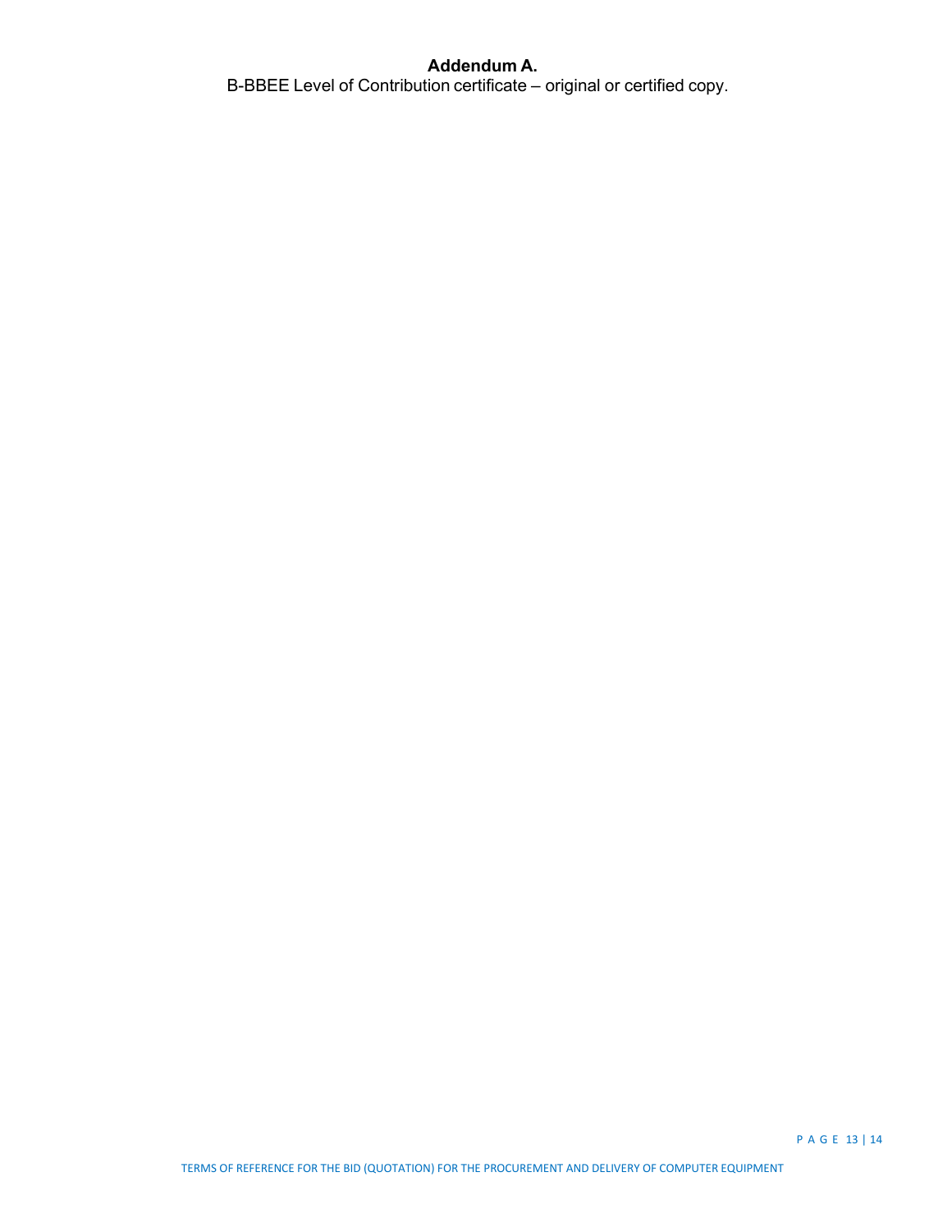**Addendum A.**

B-BBEE Level of Contribution certificate – original or certified copy.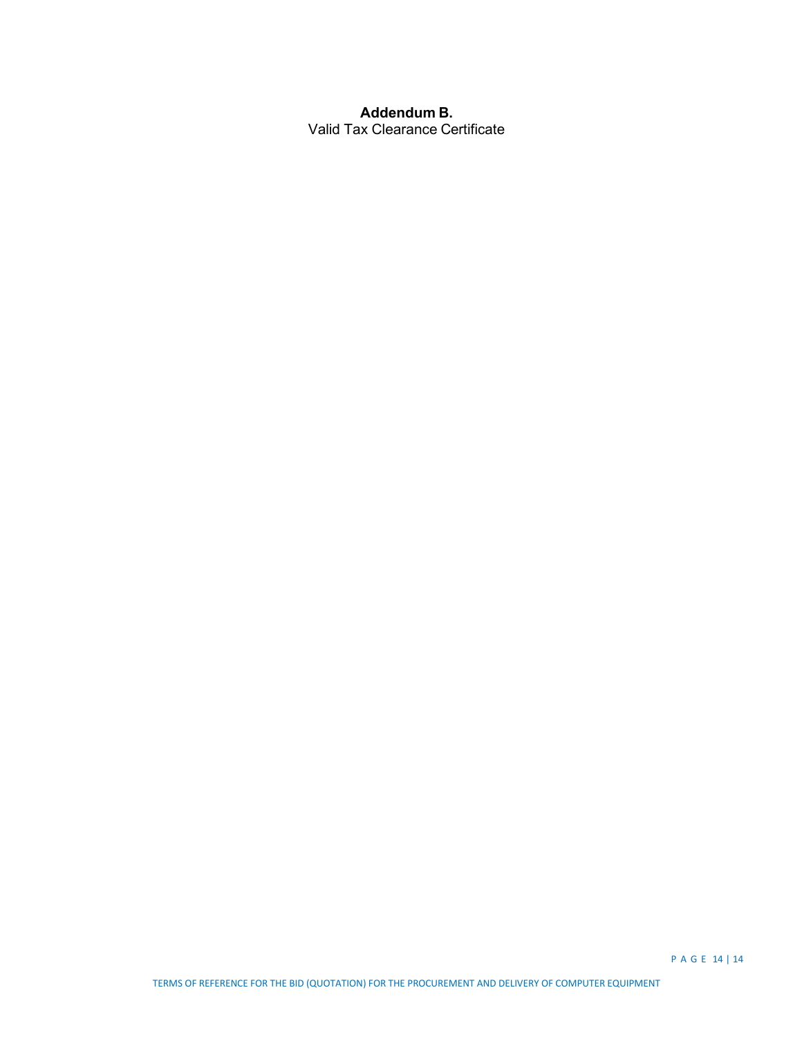**Addendum B.**

Valid Tax Clearance Certificate